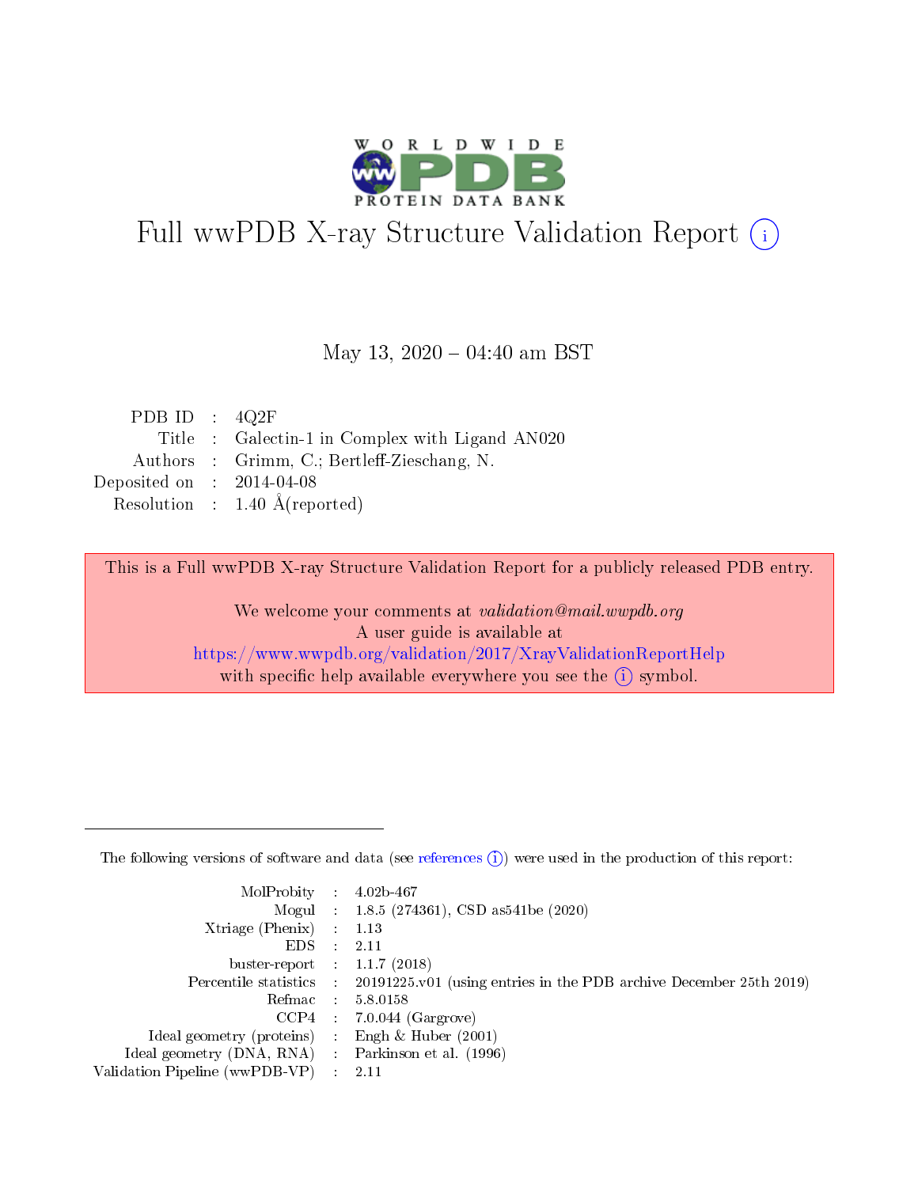# Full wwPDB X-ray Structure Validation Report (i)

May 13, 2020 – 04:40 am BST

| | | |
|---|---|---|
| PDB ID | : | 4Q2F |
| Title | : | Galectin-1 in Complex with Ligand AN020 |
| Authors | : | Grimm, C.; Bertleff-Zieschang, N. |
| Deposited on | : | 2014-04-08 |
| Resolution | : | 1.40 Å(reported) |

This is a Full wwPDB X-ray Structure Validation Report for a publicly released PDB entry.

We welcome your comments at *validation@mail.wwpdb.org*
A user guide is available at
https://www.wwpdb.org/validation/2017/XrayValidationReportHelp
with specific help available everywhere you see the (i) symbol.

---

The following versions of software and data (see references (i)) were used in the production of this report:

| | | |
|---|---|---|
| MolProbity | : | 4.02b-467 |
| Mogul | : | 1.8.5 (274361), CSD as541be (2020) |
| Xtriage (Phenix) | : | 1.13 |
| EDS | : | 2.11 |
| buster-report | : | 1.1.7 (2018) |
| Percentile statistics | : | 20191225.v01 (using entries in the PDB archive December 25th 2019) |
| Refmac | : | 5.8.0158 |
| CCP4 | : | 7.0.044 (Gargrove) |
| Ideal geometry (proteins) | : | Engh & Huber (2001) |
| Ideal geometry (DNA, RNA) | : | Parkinson et al. (1996) |
| Validation Pipeline (wwPDB-VP) | : | 2.11 |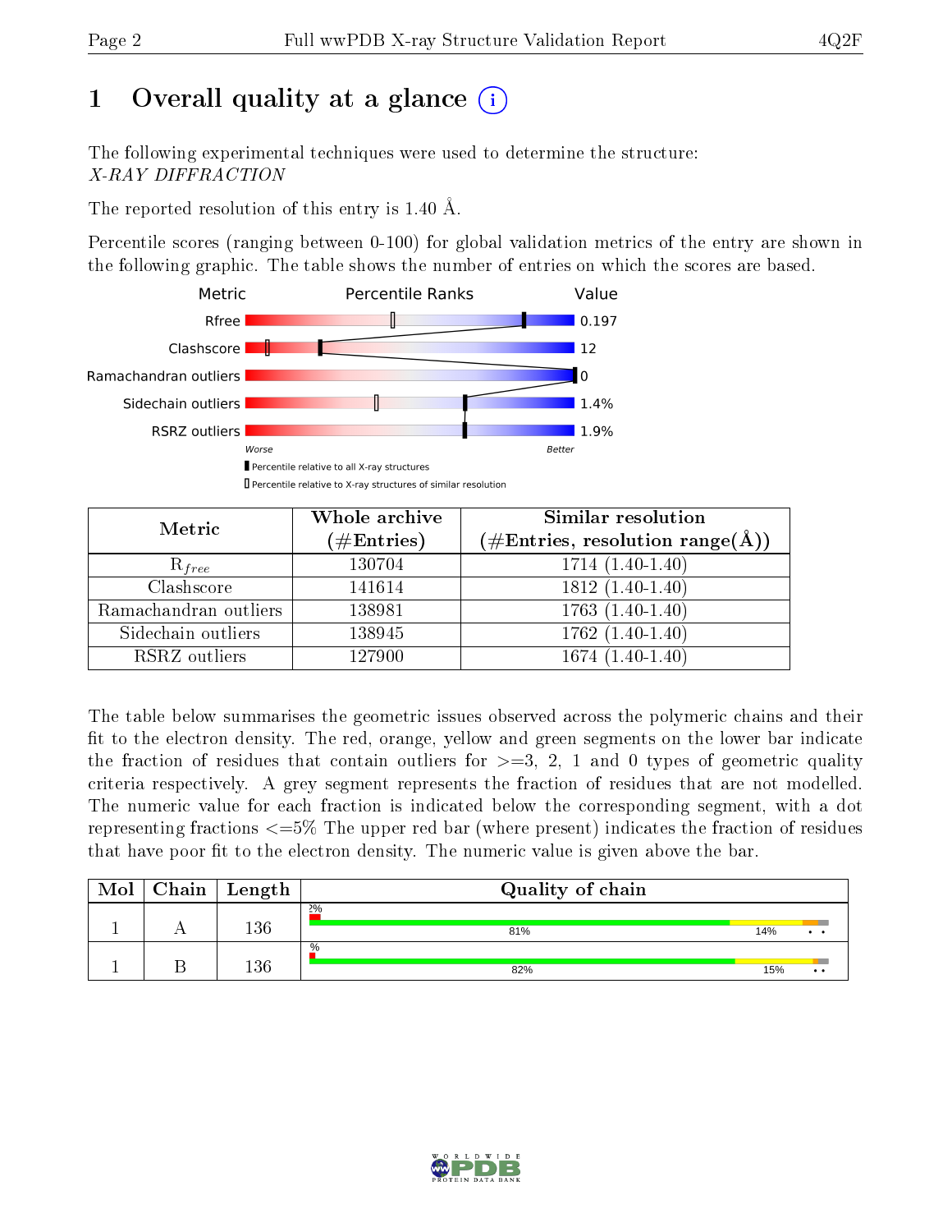# 1 Overall quality at a glance

The following experimental techniques were used to determine the structure:
*X-RAY DIFFRACTION*

The reported resolution of this entry is 1.40 Å.

Percentile scores (ranging between 0-100) for global validation metrics of the entry are shown in the following graphic. The table shows the number of entries on which the scores are based.

| Metric | Value |
|---|---|
| Rfree | 0.197 |
| Clashscore | 12 |
| Ramachandran outliers | 0 |
| Sidechain outliers | 1.4% |
| RSRZ outliers | 1.9% |

Worse — Better

▮ Percentile relative to all X-ray structures
▯ Percentile relative to X-ray structures of similar resolution

| Metric | Whole archive (#Entries) | Similar resolution (#Entries, resolution range(Å)) |
|---|---|---|
| $R_{free}$ | 130704 | 1714 (1.40-1.40) |
| Clashscore | 141614 | 1812 (1.40-1.40) |
| Ramachandran outliers | 138981 | 1763 (1.40-1.40) |
| Sidechain outliers | 138945 | 1762 (1.40-1.40) |
| RSRZ outliers | 127900 | 1674 (1.40-1.40) |

The table below summarises the geometric issues observed across the polymeric chains and their fit to the electron density. The red, orange, yellow and green segments on the lower bar indicate the fraction of residues that contain outliers for >=3, 2, 1 and 0 types of geometric quality criteria respectively. A grey segment represents the fraction of residues that are not modelled. The numeric value for each fraction is indicated below the corresponding segment, with a dot representing fractions <=5% The upper red bar (where present) indicates the fraction of residues that have poor fit to the electron density. The numeric value is given above the bar.

| Mol | Chain | Length | Quality of chain |
|---|---|---|---|
| 1 | A | 136 | 2%; 81%, 14%, • • |
| 1 | B | 136 | %; 82%, 15%, • • |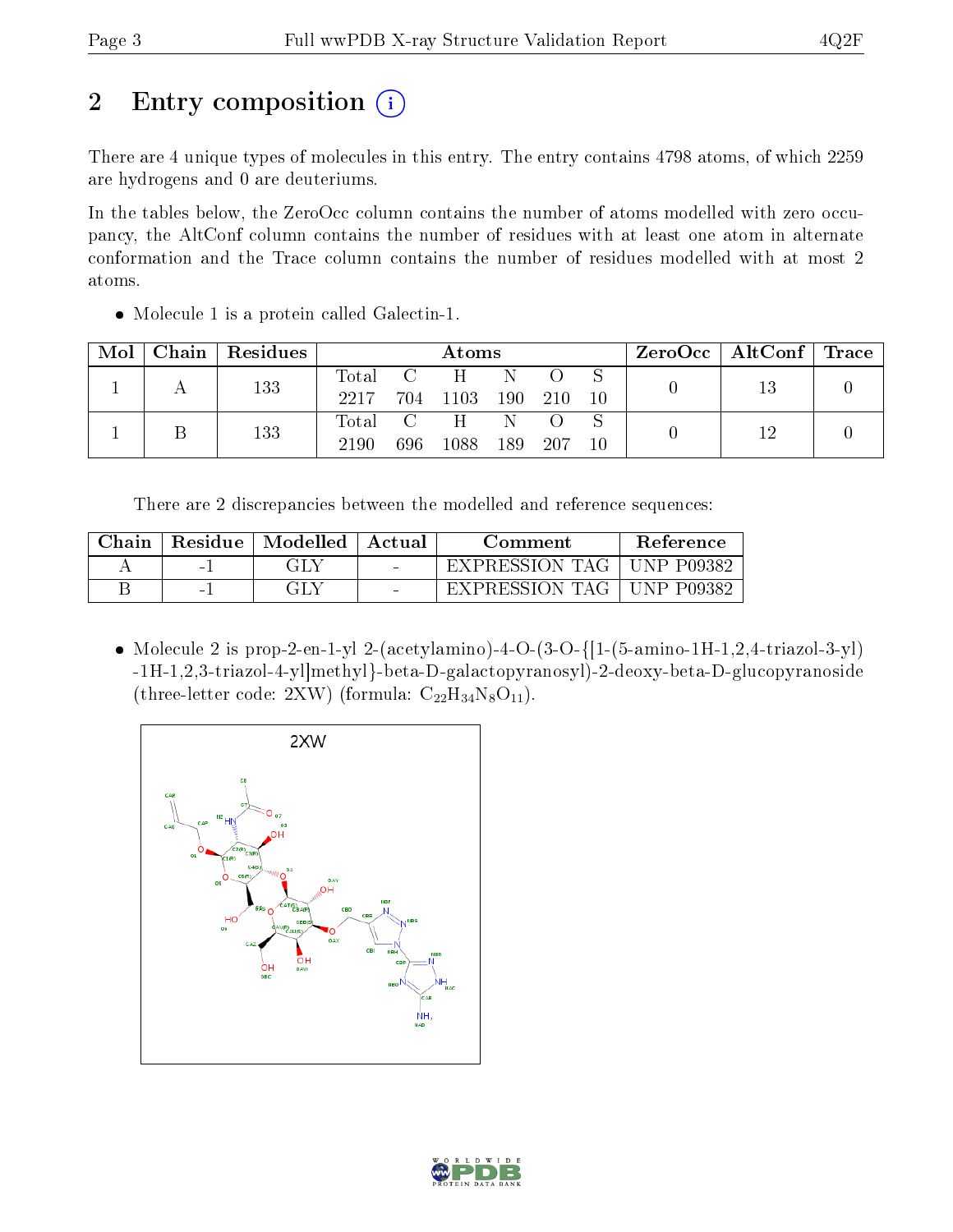# 2 Entry composition

There are 4 unique types of molecules in this entry. The entry contains 4798 atoms, of which 2259 are hydrogens and 0 are deuteriums.

In the tables below, the ZeroOcc column contains the number of atoms modelled with zero occupancy, the AltConf column contains the number of residues with at least one atom in alternate conformation and the Trace column contains the number of residues modelled with at most 2 atoms.

- Molecule 1 is a protein called Galectin-1.

| Mol | Chain | Residues | Atoms | | | | | | ZeroOcc | AltConf | Trace |
|---|---|---|---|---|---|---|---|---|---|---|---|
| 1 | A | 133 | Total 2217 | C 704 | H 1103 | N 190 | O 210 | S 10 | 0 | 13 | 0 |
| 1 | B | 133 | Total 2190 | C 696 | H 1088 | N 189 | O 207 | S 10 | 0 | 12 | 0 |

There are 2 discrepancies between the modelled and reference sequences:

| Chain | Residue | Modelled | Actual | Comment | Reference |
|---|---|---|---|---|---|
| A | -1 | GLY | - | EXPRESSION TAG | UNP P09382 |
| B | -1 | GLY | - | EXPRESSION TAG | UNP P09382 |

- Molecule 2 is prop-2-en-1-yl 2-(acetylamino)-4-O-(3-O-{[1-(5-amino-1H-1,2,4-triazol-3-yl)-1H-1,2,3-triazol-4-yl]methyl}-beta-D-galactopyranosyl)-2-deoxy-beta-D-glucopyranoside (three-letter code: 2XW) (formula: $C_{22}H_{34}N_8O_{11}$).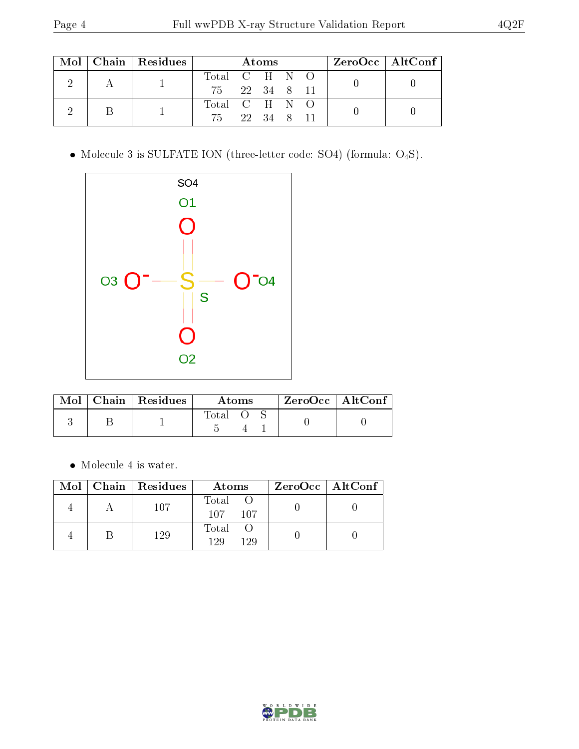| Mol | Chain | Residues | Atoms | | | | | ZeroOcc | AltConf |
|---|---|---|---|---|---|---|---|---|---|
| | | | Total | C | H | N | O | | |
| 2 | A | 1 | 75 | 22 | 34 | 8 | 11 | 0 | 0 |
| 2 | B | 1 | 75 | 22 | 34 | 8 | 11 | 0 | 0 |

- Molecule 3 is SULFATE ION (three-letter code: SO4) (formula: $O_4S$).

| Mol | Chain | Residues | Atoms | | | ZeroOcc | AltConf |
|---|---|---|---|---|---|---|---|
| | | | Total | O | S | | |
| 3 | B | 1 | 5 | 4 | 1 | 0 | 0 |

- Molecule 4 is water.

| Mol | Chain | Residues | Atoms | | ZeroOcc | AltConf |
|---|---|---|---|---|---|---|
| | | | Total | O | | |
| 4 | A | 107 | 107 | 107 | 0 | 0 |
| 4 | B | 129 | 129 | 129 | 0 | 0 |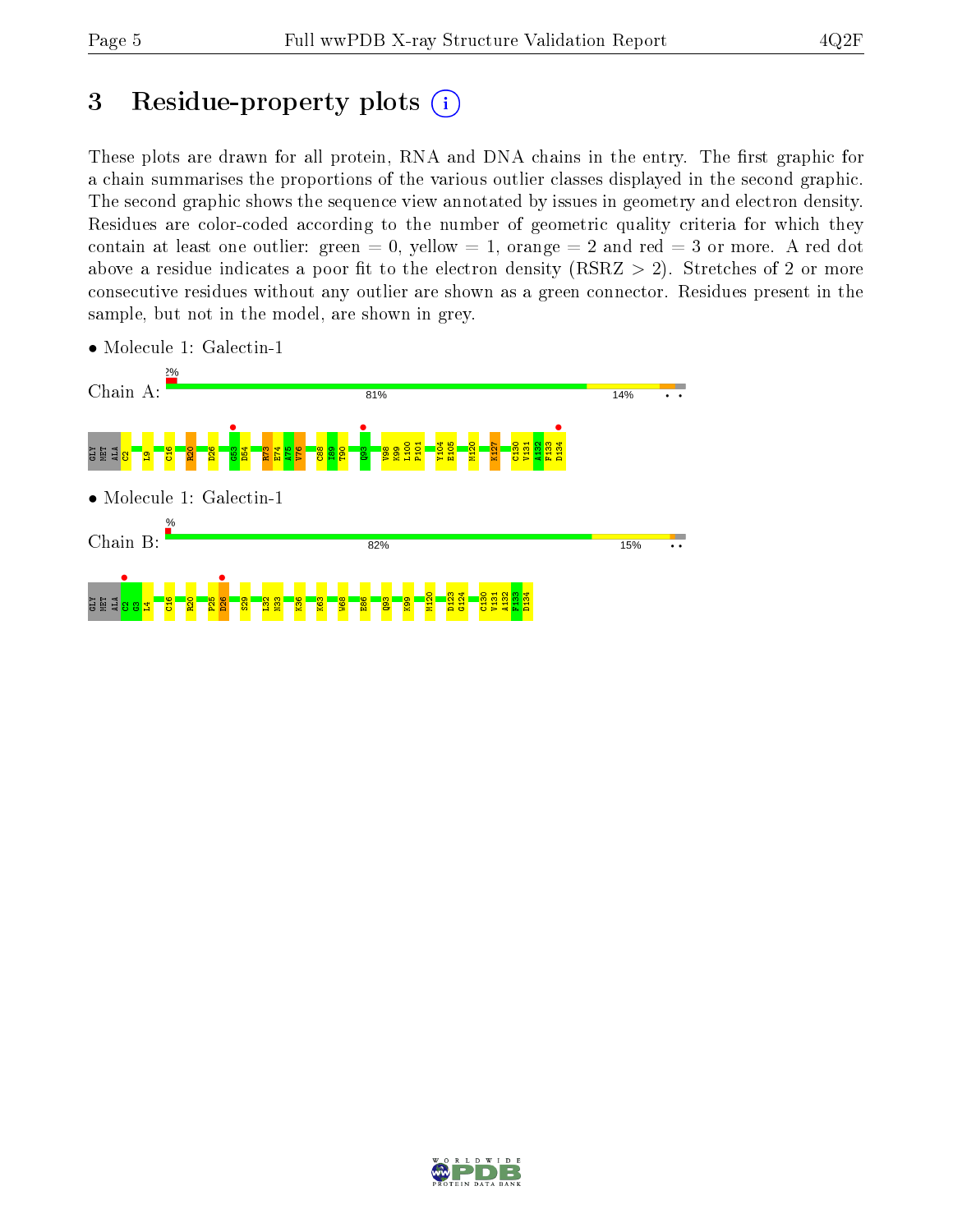# 3 Residue-property plots

These plots are drawn for all protein, RNA and DNA chains in the entry. The first graphic for a chain summarises the proportions of the various outlier classes displayed in the second graphic. The second graphic shows the sequence view annotated by issues in geometry and electron density. Residues are color-coded according to the number of geometric quality criteria for which they contain at least one outlier: green = 0, yellow = 1, orange = 2 and red = 3 or more. A red dot above a residue indicates a poor fit to the electron density (RSRZ > 2). Stretches of 2 or more consecutive residues without any outlier are shown as a green connector. Residues present in the sample, but not in the model, are shown in grey.

- Molecule 1: Galectin-1

Chain A: 2% | 81% | 14% | • •

GLY MET ALA C2 L9 C16 R20 D26 G53 D54 R73 E74 A75 V76 C88 T89 T90 Q93 V98 K99 L100 F101 Y104 E105 M120 K127 C130 V131 A132 F133 D134

- Molecule 1: Galectin-1

Chain B: % | 82% | 15% | • •

GLY MET ALA C2 G3 L4 C16 R20 P25 D26 S29 L32 N33 K36 K63 W68 E86 Q93 K99 M120 D123 G124 C130 V131 A132 F133 D134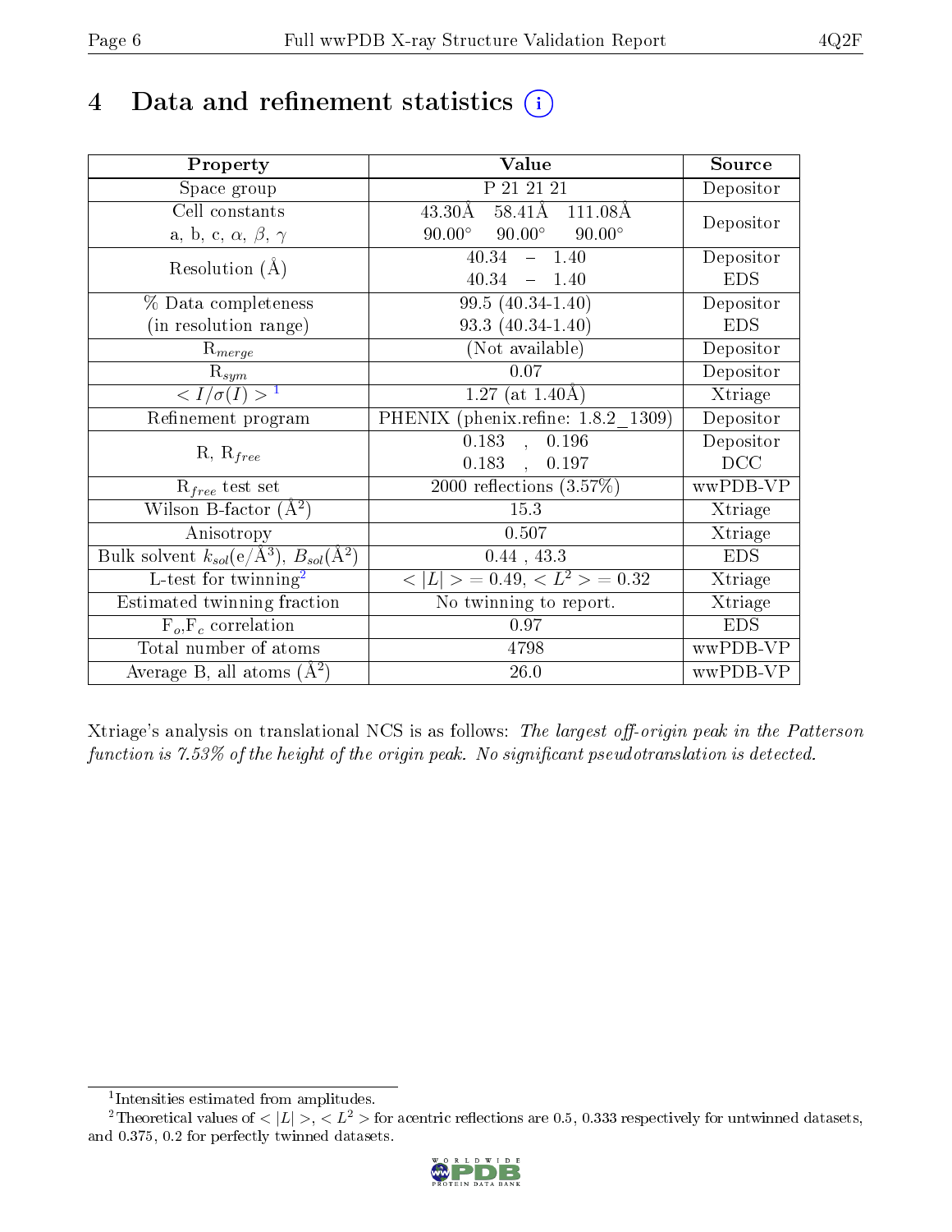# 4 Data and refinement statistics (i)

| Property | Value | Source |
|---|---|---|
| Space group | P 21 21 21 | Depositor |
| Cell constants<br>a, b, c, $\alpha$, $\beta$, $\gamma$ | 43.30Å 58.41Å 111.08Å<br>90.00° 90.00° 90.00° | Depositor |
| Resolution (Å) | 40.34 – 1.40<br>40.34 – 1.40 | Depositor<br>EDS |
| % Data completeness<br>(in resolution range) | 99.5 (40.34-1.40)<br>93.3 (40.34-1.40) | Depositor<br>EDS |
| $R_{merge}$ | (Not available) | Depositor |
| $R_{sym}$ | 0.07 | Depositor |
| $< I/\sigma(I) >$ [1] | 1.27 (at 1.40Å) | Xtriage |
| Refinement program | PHENIX (phenix.refine: 1.8.2_1309) | Depositor |
| R, $R_{free}$ | 0.183 , 0.196<br>0.183 , 0.197 | Depositor<br>DCC |
| $R_{free}$ test set | 2000 reflections (3.57%) | wwPDB-VP |
| Wilson B-factor (Å$^2$) | 15.3 | Xtriage |
| Anisotropy | 0.507 | Xtriage |
| Bulk solvent $k_{sol}$(e/Å$^3$), $B_{sol}$(Å$^2$) | 0.44 , 43.3 | EDS |
| L-test for twinning[2] | $< \|L\| >= 0.49$, $< L^2 >= 0.32$ | Xtriage |
| Estimated twinning fraction | No twinning to report. | Xtriage |
| $F_o$,$F_c$ correlation | 0.97 | EDS |
| Total number of atoms | 4798 | wwPDB-VP |
| Average B, all atoms (Å$^2$) | 26.0 | wwPDB-VP |

Xtriage's analysis on translational NCS is as follows: *The largest off-origin peak in the Patterson function is 7.53% of the height of the origin peak. No significant pseudotranslation is detected.*

[1] Intensities estimated from amplitudes.

[2] Theoretical values of $< |L| >$, $< L^2 >$ for acentric reflections are 0.5, 0.333 respectively for untwinned datasets, and 0.375, 0.2 for perfectly twinned datasets.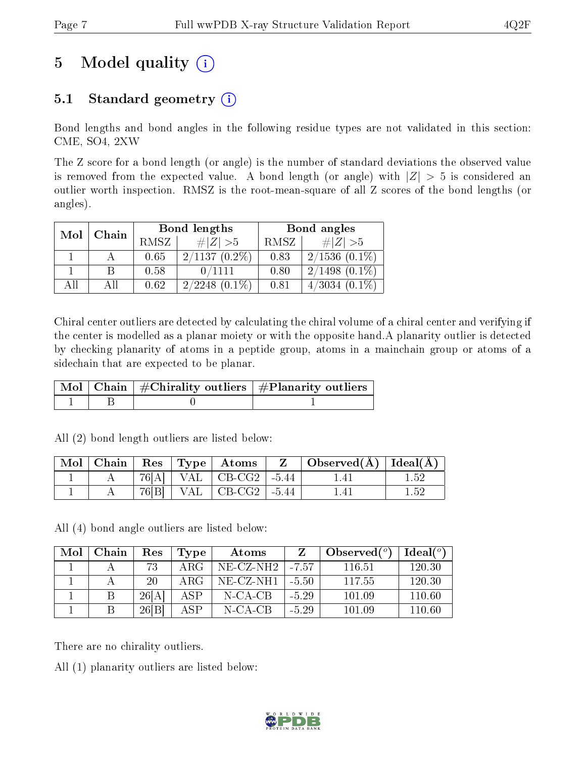# 5 Model quality

## 5.1 Standard geometry

Bond lengths and bond angles in the following residue types are not validated in this section: CME, SO4, 2XW

The Z score for a bond length (or angle) is the number of standard deviations the observed value is removed from the expected value. A bond length (or angle) with $|Z| > 5$ is considered an outlier worth inspection. RMSZ is the root-mean-square of all Z scores of the bond lengths (or angles).

| Mol | Chain | Bond lengths | | Bond angles | |
|---|---|---|---|---|---|
| | | RMSZ | $\#\|Z\| > 5$ | RMSZ | $\#\|Z\| > 5$ |
| 1 | A | 0.65 | 2/1137 (0.2%) | 0.83 | 2/1536 (0.1%) |
| 1 | B | 0.58 | 0/1111 | 0.80 | 2/1498 (0.1%) |
| All | All | 0.62 | 2/2248 (0.1%) | 0.81 | 4/3034 (0.1%) |

Chiral center outliers are detected by calculating the chiral volume of a chiral center and verifying if the center is modelled as a planar moiety or with the opposite hand.A planarity outlier is detected by checking planarity of atoms in a peptide group, atoms in a mainchain group or atoms of a sidechain that are expected to be planar.

| Mol | Chain | #Chirality outliers | #Planarity outliers |
|---|---|---|---|
| 1 | B | 0 | 1 |

All (2) bond length outliers are listed below:

| Mol | Chain | Res | Type | Atoms | Z | Observed(Å) | Ideal(Å) |
|---|---|---|---|---|---|---|---|
| 1 | A | 76[A] | VAL | CB-CG2 | -5.44 | 1.41 | 1.52 |
| 1 | A | 76[B] | VAL | CB-CG2 | -5.44 | 1.41 | 1.52 |

All (4) bond angle outliers are listed below:

| Mol | Chain | Res | Type | Atoms | Z | Observed(°) | Ideal(°) |
|---|---|---|---|---|---|---|---|
| 1 | A | 73 | ARG | NE-CZ-NH2 | -7.57 | 116.51 | 120.30 |
| 1 | A | 20 | ARG | NE-CZ-NH1 | -5.50 | 117.55 | 120.30 |
| 1 | B | 26[A] | ASP | N-CA-CB | -5.29 | 101.09 | 110.60 |
| 1 | B | 26[B] | ASP | N-CA-CB | -5.29 | 101.09 | 110.60 |

There are no chirality outliers.

All (1) planarity outliers are listed below: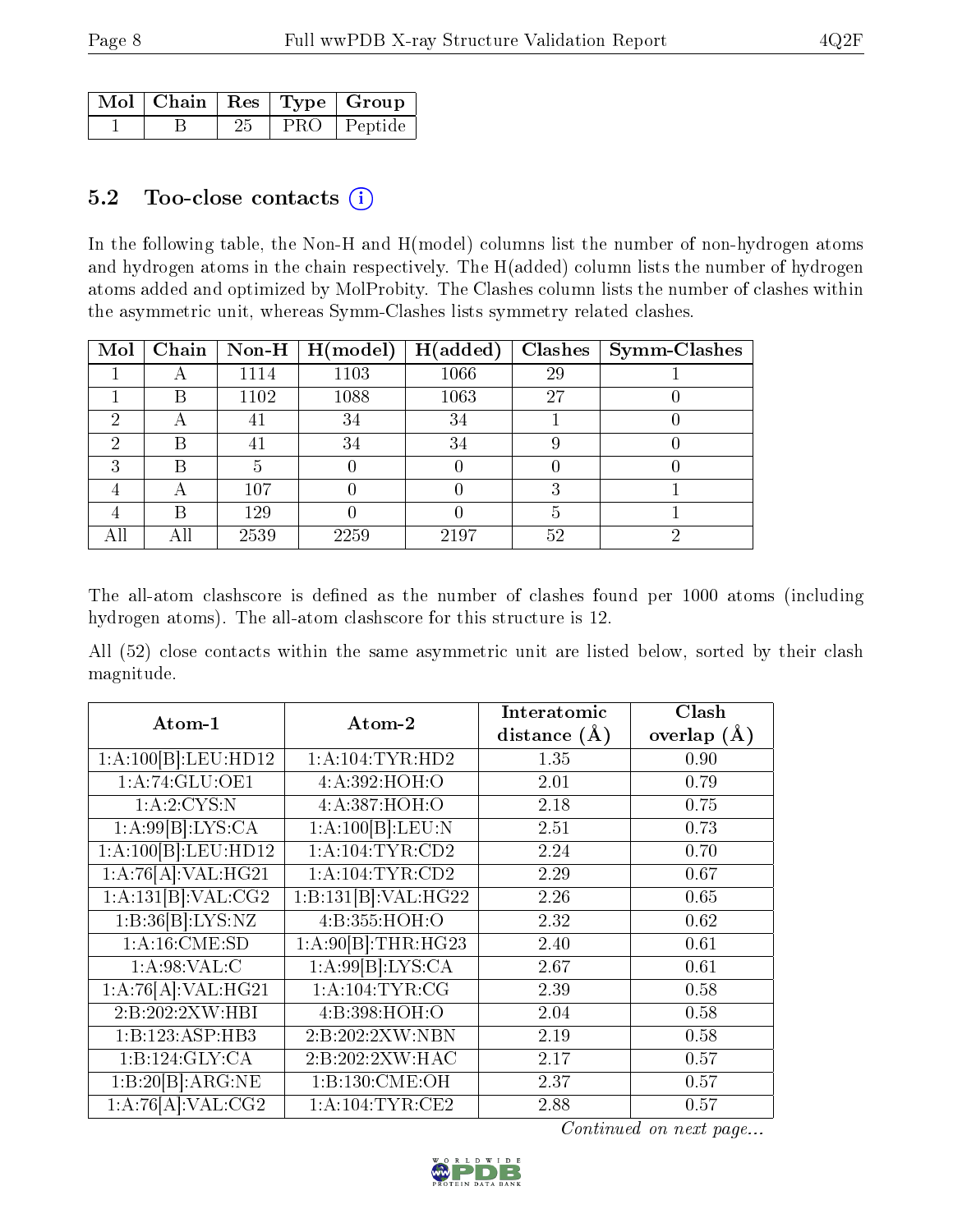| Mol | Chain | Res | Type | Group |
|---|---|---|---|---|
| 1 | B | 25 | PRO | Peptide |

### 5.2 Too-close contacts (i)

In the following table, the Non-H and H(model) columns list the number of non-hydrogen atoms and hydrogen atoms in the chain respectively. The H(added) column lists the number of hydrogen atoms added and optimized by MolProbity. The Clashes column lists the number of clashes within the asymmetric unit, whereas Symm-Clashes lists symmetry related clashes.

| Mol | Chain | Non-H | H(model) | H(added) | Clashes | Symm-Clashes |
|---|---|---|---|---|---|---|
| 1 | A | 1114 | 1103 | 1066 | 29 | 1 |
| 1 | B | 1102 | 1088 | 1063 | 27 | 0 |
| 2 | A | 41 | 34 | 34 | 1 | 0 |
| 2 | B | 41 | 34 | 34 | 9 | 0 |
| 3 | B | 5 | 0 | 0 | 0 | 0 |
| 4 | A | 107 | 0 | 0 | 3 | 1 |
| 4 | B | 129 | 0 | 0 | 5 | 1 |
| All | All | 2539 | 2259 | 2197 | 52 | 2 |

The all-atom clashscore is defined as the number of clashes found per 1000 atoms (including hydrogen atoms). The all-atom clashscore for this structure is 12.

All (52) close contacts within the same asymmetric unit are listed below, sorted by their clash magnitude.

| Atom-1 | Atom-2 | Interatomic distance (Å) | Clash overlap (Å) |
|---|---|---|---|
| 1:A:100[B]:LEU:HD12 | 1:A:104:TYR:HD2 | 1.35 | 0.90 |
| 1:A:74:GLU:OE1 | 4:A:392:HOH:O | 2.01 | 0.79 |
| 1:A:2:CYS:N | 4:A:387:HOH:O | 2.18 | 0.75 |
| 1:A:99[B]:LYS:CA | 1:A:100[B]:LEU:N | 2.51 | 0.73 |
| 1:A:100[B]:LEU:HD12 | 1:A:104:TYR:CD2 | 2.24 | 0.70 |
| 1:A:76[A]:VAL:HG21 | 1:A:104:TYR:CD2 | 2.29 | 0.67 |
| 1:A:131[B]:VAL:CG2 | 1:B:131[B]:VAL:HG22 | 2.26 | 0.65 |
| 1:B:36[B]:LYS:NZ | 4:B:355:HOH:O | 2.32 | 0.62 |
| 1:A:16:CME:SD | 1:A:90[B]:THR:HG23 | 2.40 | 0.61 |
| 1:A:98:VAL:C | 1:A:99[B]:LYS:CA | 2.67 | 0.61 |
| 1:A:76[A]:VAL:HG21 | 1:A:104:TYR:CG | 2.39 | 0.58 |
| 2:B:202:2XW:HBI | 4:B:398:HOH:O | 2.04 | 0.58 |
| 1:B:123:ASP:HB3 | 2:B:202:2XW:NBN | 2.19 | 0.58 |
| 1:B:124:GLY:CA | 2:B:202:2XW:HAC | 2.17 | 0.57 |
| 1:B:20[B]:ARG:NE | 1:B:130:CME:OH | 2.37 | 0.57 |
| 1:A:76[A]:VAL:CG2 | 1:A:104:TYR:CE2 | 2.88 | 0.57 |

*Continued on next page...*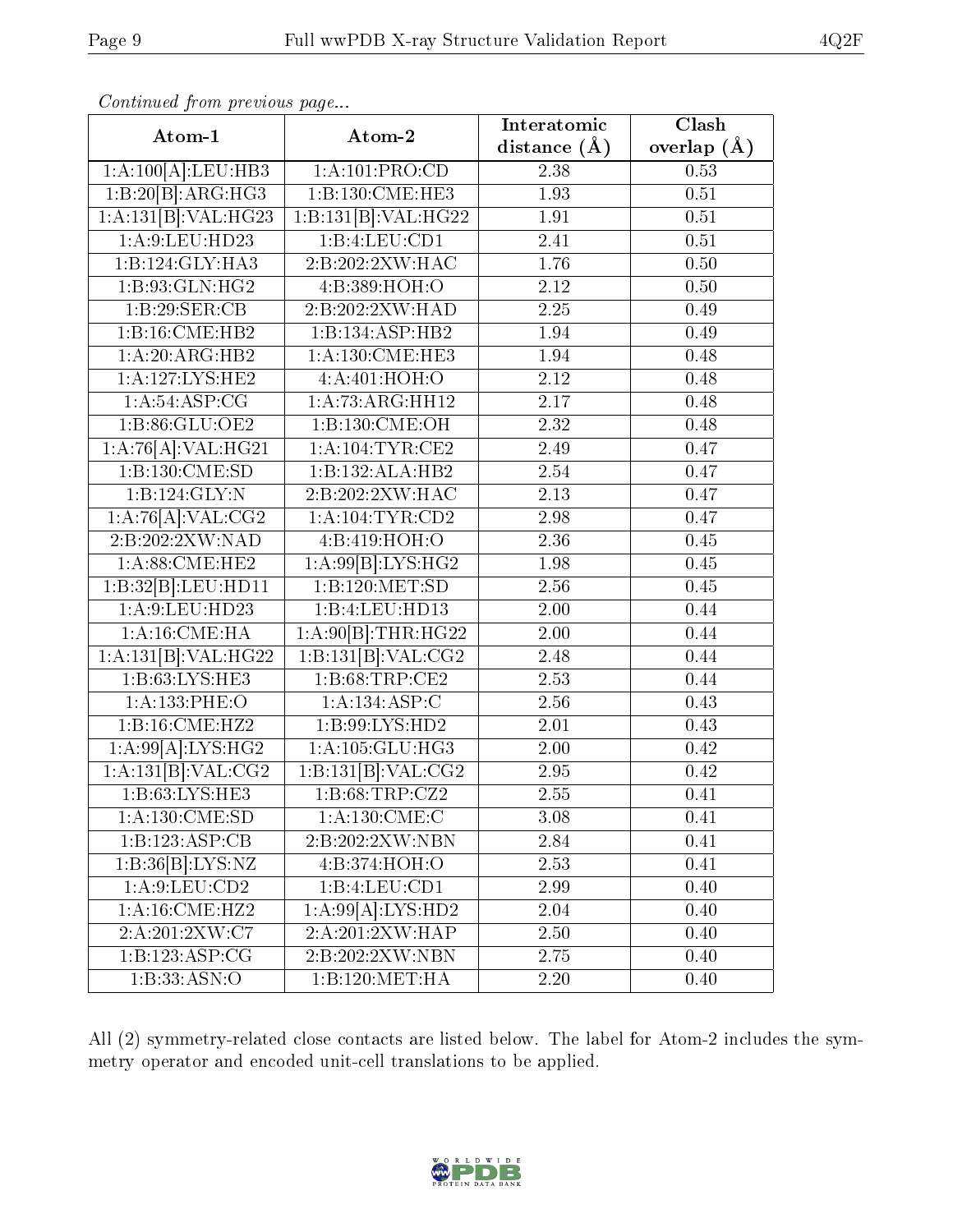*Continued from previous page...*

| Atom-1 | Atom-2 | Interatomic distance (Å) | Clash overlap (Å) |
| --- | --- | --- | --- |
| 1:A:100[A]:LEU:HB3 | 1:A:101:PRO:CD | 2.38 | 0.53 |
| 1:B:20[B]:ARG:HG3 | 1:B:130:CME:HE3 | 1.93 | 0.51 |
| 1:A:131[B]:VAL:HG23 | 1:B:131[B]:VAL:HG22 | 1.91 | 0.51 |
| 1:A:9:LEU:HD23 | 1:B:4:LEU:CD1 | 2.41 | 0.51 |
| 1:B:124:GLY:HA3 | 2:B:202:2XW:HAC | 1.76 | 0.50 |
| 1:B:93:GLN:HG2 | 4:B:389:HOH:O | 2.12 | 0.50 |
| 1:B:29:SER:CB | 2:B:202:2XW:HAD | 2.25 | 0.49 |
| 1:B:16:CME:HB2 | 1:B:134:ASP:HB2 | 1.94 | 0.49 |
| 1:A:20:ARG:HB2 | 1:A:130:CME:HE3 | 1.94 | 0.48 |
| 1:A:127:LYS:HE2 | 4:A:401:HOH:O | 2.12 | 0.48 |
| 1:A:54:ASP:CG | 1:A:73:ARG:HH12 | 2.17 | 0.48 |
| 1:B:86:GLU:OE2 | 1:B:130:CME:OH | 2.32 | 0.48 |
| 1:A:76[A]:VAL:HG21 | 1:A:104:TYR:CE2 | 2.49 | 0.47 |
| 1:B:130:CME:SD | 1:B:132:ALA:HB2 | 2.54 | 0.47 |
| 1:B:124:GLY:N | 2:B:202:2XW:HAC | 2.13 | 0.47 |
| 1:A:76[A]:VAL:CG2 | 1:A:104:TYR:CD2 | 2.98 | 0.47 |
| 2:B:202:2XW:NAD | 4:B:419:HOH:O | 2.36 | 0.45 |
| 1:A:88:CME:HE2 | 1:A:99[B]:LYS:HG2 | 1.98 | 0.45 |
| 1:B:32[B]:LEU:HD11 | 1:B:120:MET:SD | 2.56 | 0.45 |
| 1:A:9:LEU:HD23 | 1:B:4:LEU:HD13 | 2.00 | 0.44 |
| 1:A:16:CME:HA | 1:A:90[B]:THR:HG22 | 2.00 | 0.44 |
| 1:A:131[B]:VAL:HG22 | 1:B:131[B]:VAL:CG2 | 2.48 | 0.44 |
| 1:B:63:LYS:HE3 | 1:B:68:TRP:CE2 | 2.53 | 0.44 |
| 1:A:133:PHE:O | 1:A:134:ASP:C | 2.56 | 0.43 |
| 1:B:16:CME:HZ2 | 1:B:99:LYS:HD2 | 2.01 | 0.43 |
| 1:A:99[A]:LYS:HG2 | 1:A:105:GLU:HG3 | 2.00 | 0.42 |
| 1:A:131[B]:VAL:CG2 | 1:B:131[B]:VAL:CG2 | 2.95 | 0.42 |
| 1:B:63:LYS:HE3 | 1:B:68:TRP:CZ2 | 2.55 | 0.41 |
| 1:A:130:CME:SD | 1:A:130:CME:C | 3.08 | 0.41 |
| 1:B:123:ASP:CB | 2:B:202:2XW:NBN | 2.84 | 0.41 |
| 1:B:36[B]:LYS:NZ | 4:B:374:HOH:O | 2.53 | 0.41 |
| 1:A:9:LEU:CD2 | 1:B:4:LEU:CD1 | 2.99 | 0.40 |
| 1:A:16:CME:HZ2 | 1:A:99[A]:LYS:HD2 | 2.04 | 0.40 |
| 2:A:201:2XW:C7 | 2:A:201:2XW:HAP | 2.50 | 0.40 |
| 1:B:123:ASP:CG | 2:B:202:2XW:NBN | 2.75 | 0.40 |
| 1:B:33:ASN:O | 1:B:120:MET:HA | 2.20 | 0.40 |

All (2) symmetry-related close contacts are listed below. The label for Atom-2 includes the symmetry operator and encoded unit-cell translations to be applied.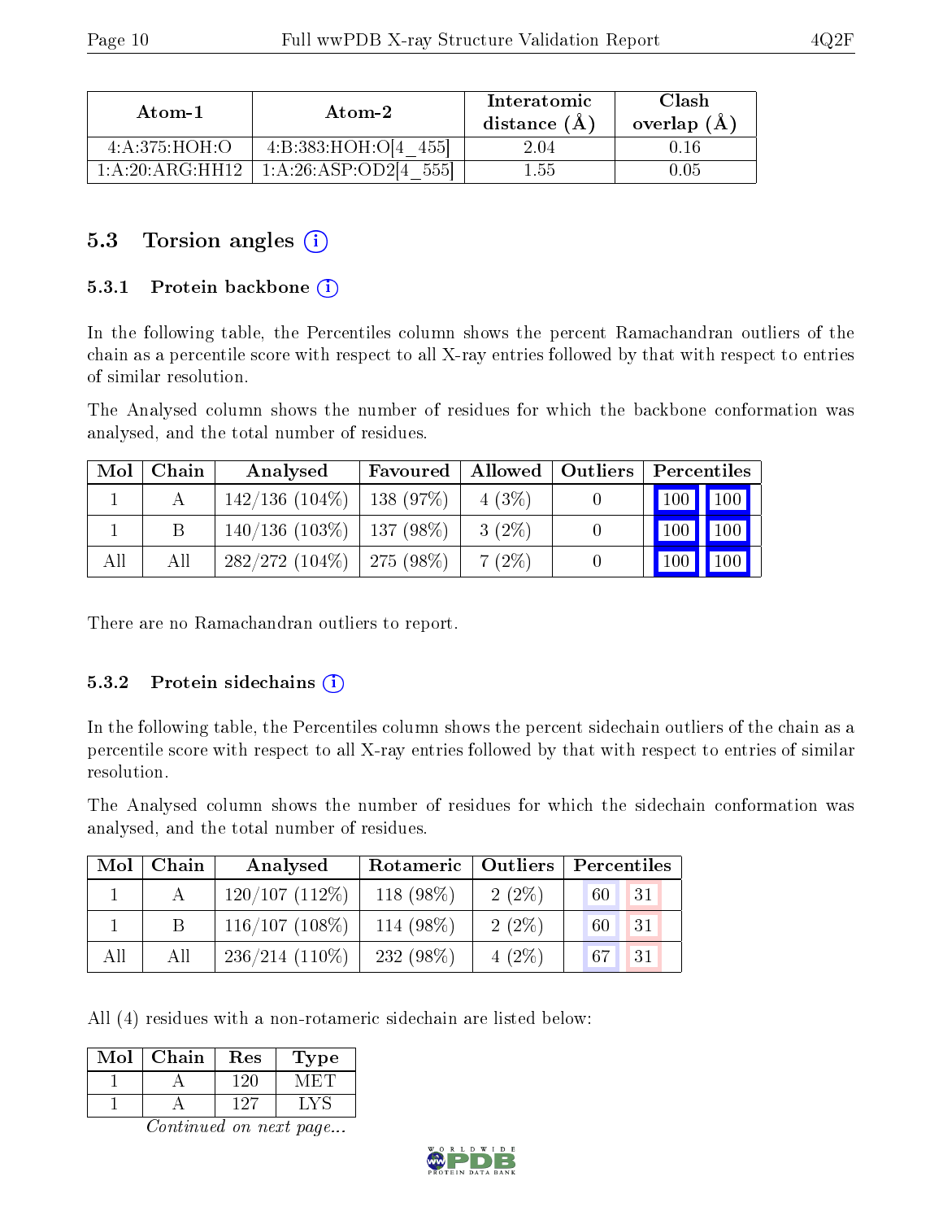| Atom-1 | Atom-2 | Interatomic distance (Å) | Clash overlap (Å) |
|---|---|---|---|
| 4:A:375:HOH:O | 4:B:383:HOH:O[4_455] | 2.04 | 0.16 |
| 1:A:20:ARG:HH12 | 1:A:26:ASP:OD2[4_555] | 1.55 | 0.05 |

## 5.3 Torsion angles

### 5.3.1 Protein backbone

In the following table, the Percentiles column shows the percent Ramachandran outliers of the chain as a percentile score with respect to all X-ray entries followed by that with respect to entries of similar resolution.

The Analysed column shows the number of residues for which the backbone conformation was analysed, and the total number of residues.

| Mol | Chain | Analysed | Favoured | Allowed | Outliers | Percentiles | |
|---|---|---|---|---|---|---|---|
| 1 | A | 142/136 (104%) | 138 (97%) | 4 (3%) | 0 | 100 | 100 |
| 1 | B | 140/136 (103%) | 137 (98%) | 3 (2%) | 0 | 100 | 100 |
| All | All | 282/272 (104%) | 275 (98%) | 7 (2%) | 0 | 100 | 100 |

There are no Ramachandran outliers to report.

### 5.3.2 Protein sidechains

In the following table, the Percentiles column shows the percent sidechain outliers of the chain as a percentile score with respect to all X-ray entries followed by that with respect to entries of similar resolution.

The Analysed column shows the number of residues for which the sidechain conformation was analysed, and the total number of residues.

| Mol | Chain | Analysed | Rotameric | Outliers | Percentiles | |
|---|---|---|---|---|---|---|
| 1 | A | 120/107 (112%) | 118 (98%) | 2 (2%) | 60 | 31 |
| 1 | B | 116/107 (108%) | 114 (98%) | 2 (2%) | 60 | 31 |
| All | All | 236/214 (110%) | 232 (98%) | 4 (2%) | 67 | 31 |

All (4) residues with a non-rotameric sidechain are listed below:

| Mol | Chain | Res | Type |
|---|---|---|---|
| 1 | A | 120 | MET |
| 1 | A | 127 | LYS |

*Continued on next page...*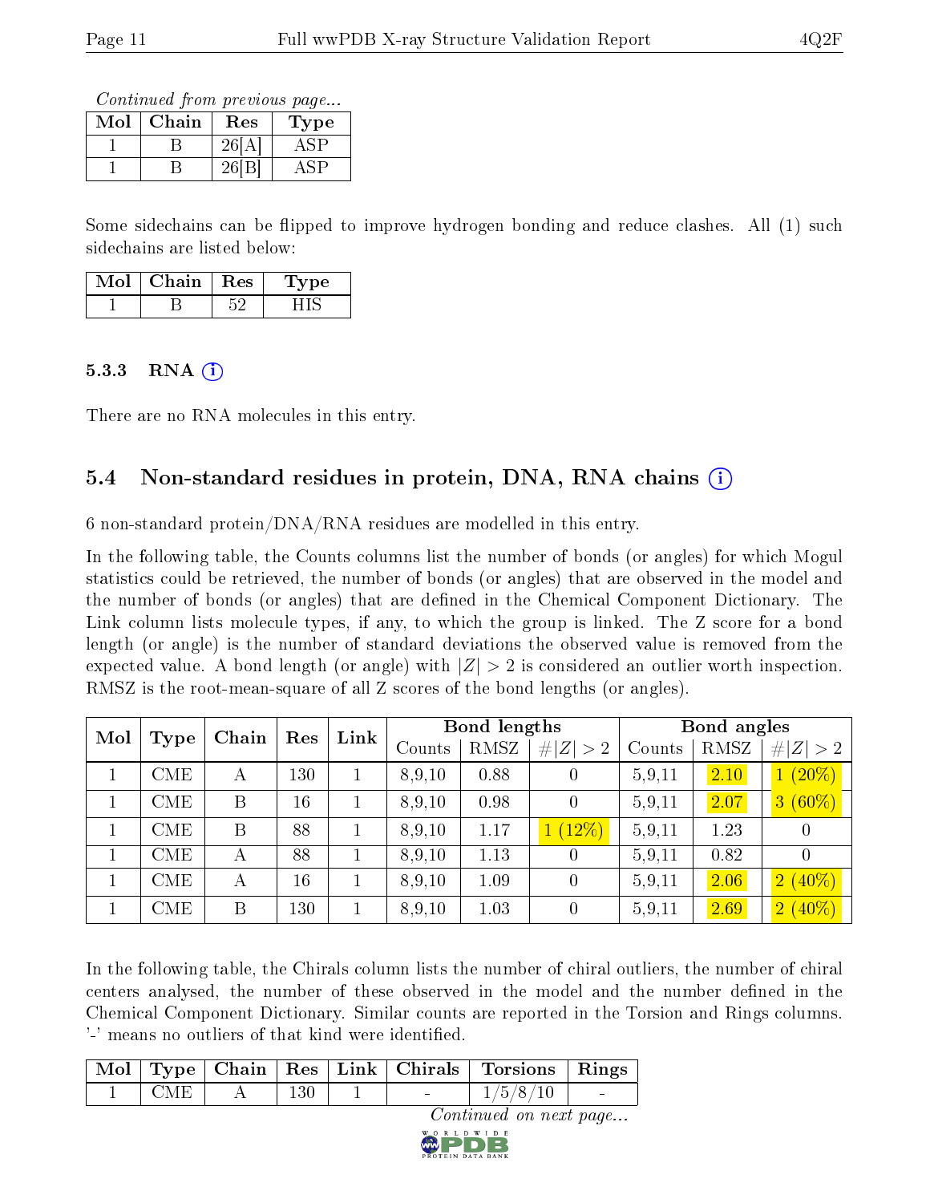*Continued from previous page...*

| Mol | Chain | Res | Type |
|---|---|---|---|
| 1 | B | 26[A] | ASP |
| 1 | B | 26[B] | ASP |

Some sidechains can be flipped to improve hydrogen bonding and reduce clashes. All (1) such sidechains are listed below:

| Mol | Chain | Res | Type |
|---|---|---|---|
| 1 | B | 52 | HIS |

### 5.3.3 RNA

There are no RNA molecules in this entry.

## 5.4 Non-standard residues in protein, DNA, RNA chains

6 non-standard protein/DNA/RNA residues are modelled in this entry.

In the following table, the Counts columns list the number of bonds (or angles) for which Mogul statistics could be retrieved, the number of bonds (or angles) that are observed in the model and the number of bonds (or angles) that are defined in the Chemical Component Dictionary. The Link column lists molecule types, if any, to which the group is linked. The Z score for a bond length (or angle) is the number of standard deviations the observed value is removed from the expected value. A bond length (or angle) with $|Z| > 2$ is considered an outlier worth inspection. RMSZ is the root-mean-square of all Z scores of the bond lengths (or angles).

| Mol | Type | Chain | Res | Link | Bond lengths | | | Bond angles | | |
|---|---|---|---|---|---|---|---|---|---|---|
| | | | | | Counts | RMSZ | $\#\|Z\| > 2$ | Counts | RMSZ | $\#\|Z\| > 2$ |
| 1 | CME | A | 130 | 1 | 8,9,10 | 0.88 | 0 | 5,9,11 | 2.10 | 1 (20%) |
| 1 | CME | B | 16 | 1 | 8,9,10 | 0.98 | 0 | 5,9,11 | 2.07 | 3 (60%) |
| 1 | CME | B | 88 | 1 | 8,9,10 | 1.17 | 1 (12%) | 5,9,11 | 1.23 | 0 |
| 1 | CME | A | 88 | 1 | 8,9,10 | 1.13 | 0 | 5,9,11 | 0.82 | 0 |
| 1 | CME | A | 16 | 1 | 8,9,10 | 1.09 | 0 | 5,9,11 | 2.06 | 2 (40%) |
| 1 | CME | B | 130 | 1 | 8,9,10 | 1.03 | 0 | 5,9,11 | 2.69 | 2 (40%) |

In the following table, the Chirals column lists the number of chiral outliers, the number of chiral centers analysed, the number of these observed in the model and the number defined in the Chemical Component Dictionary. Similar counts are reported in the Torsion and Rings columns. '-' means no outliers of that kind were identified.

| Mol | Type | Chain | Res | Link | Chirals | Torsions | Rings |
|---|---|---|---|---|---|---|---|
| 1 | CME | A | 130 | 1 | - | 1/5/8/10 | - |

*Continued on next page...*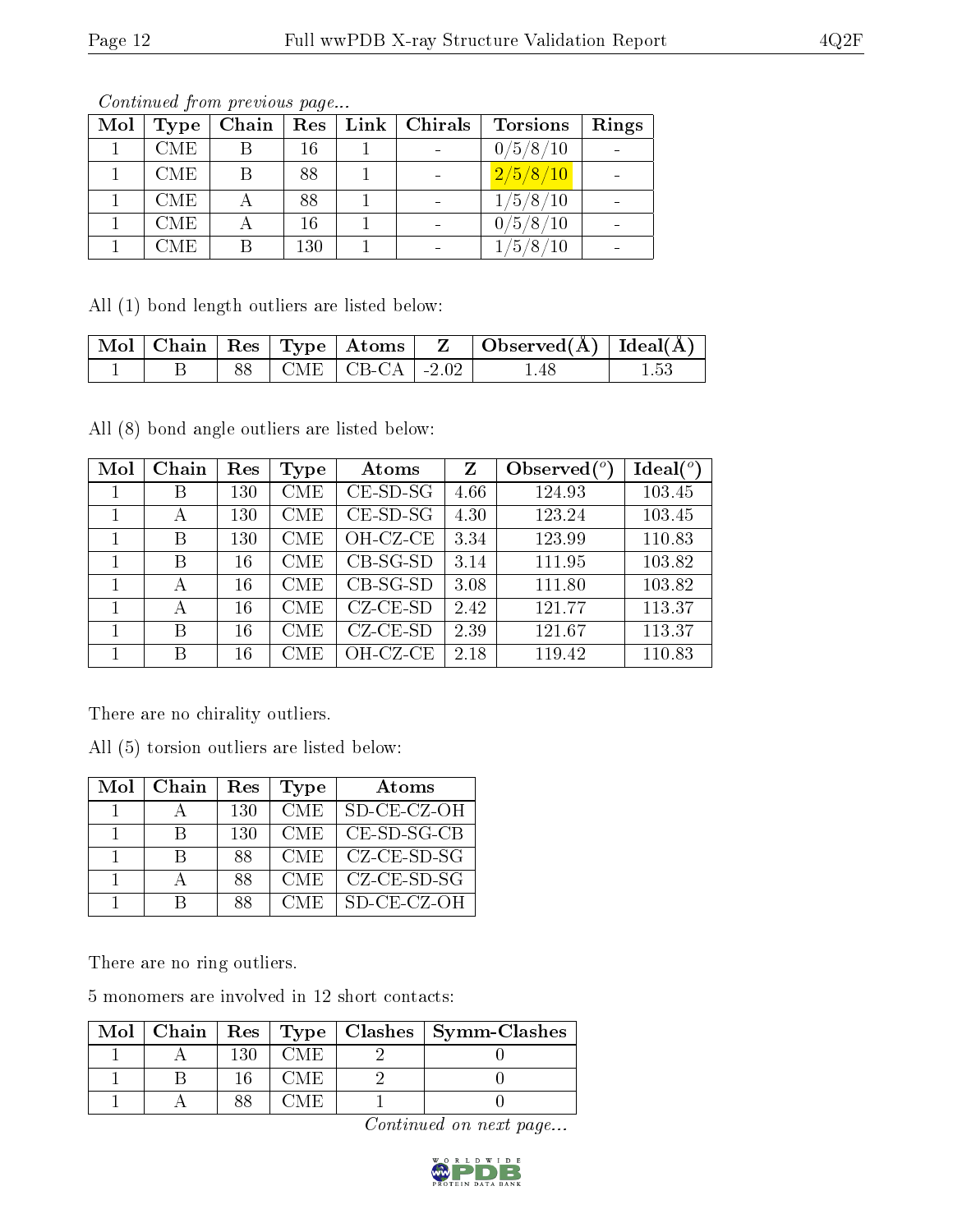*Continued from previous page...*

| Mol | Type | Chain | Res | Link | Chirals | Torsions | Rings |
|---|---|---|---|---|---|---|---|
| 1 | CME | B | 16 | 1 | - | 0/5/8/10 | - |
| 1 | CME | B | 88 | 1 | - | 2/5/8/10 | - |
| 1 | CME | A | 88 | 1 | - | 1/5/8/10 | - |
| 1 | CME | A | 16 | 1 | - | 0/5/8/10 | - |
| 1 | CME | B | 130 | 1 | - | 1/5/8/10 | - |

All (1) bond length outliers are listed below:

| Mol | Chain | Res | Type | Atoms | Z | Observed(Å) | Ideal(Å) |
|---|---|---|---|---|---|---|---|
| 1 | B | 88 | CME | CB-CA | -2.02 | 1.48 | 1.53 |

All (8) bond angle outliers are listed below:

| Mol | Chain | Res | Type | Atoms | Z | Observed(°) | Ideal(°) |
|---|---|---|---|---|---|---|---|
| 1 | B | 130 | CME | CE-SD-SG | 4.66 | 124.93 | 103.45 |
| 1 | A | 130 | CME | CE-SD-SG | 4.30 | 123.24 | 103.45 |
| 1 | B | 130 | CME | OH-CZ-CE | 3.34 | 123.99 | 110.83 |
| 1 | B | 16 | CME | CB-SG-SD | 3.14 | 111.95 | 103.82 |
| 1 | A | 16 | CME | CB-SG-SD | 3.08 | 111.80 | 103.82 |
| 1 | A | 16 | CME | CZ-CE-SD | 2.42 | 121.77 | 113.37 |
| 1 | B | 16 | CME | CZ-CE-SD | 2.39 | 121.67 | 113.37 |
| 1 | B | 16 | CME | OH-CZ-CE | 2.18 | 119.42 | 110.83 |

There are no chirality outliers.

All (5) torsion outliers are listed below:

| Mol | Chain | Res | Type | Atoms |
|---|---|---|---|---|
| 1 | A | 130 | CME | SD-CE-CZ-OH |
| 1 | B | 130 | CME | CE-SD-SG-CB |
| 1 | B | 88 | CME | CZ-CE-SD-SG |
| 1 | A | 88 | CME | CZ-CE-SD-SG |
| 1 | B | 88 | CME | SD-CE-CZ-OH |

There are no ring outliers.

5 monomers are involved in 12 short contacts:

| Mol | Chain | Res | Type | Clashes | Symm-Clashes |
|---|---|---|---|---|---|
| 1 | A | 130 | CME | 2 | 0 |
| 1 | B | 16 | CME | 2 | 0 |
| 1 | A | 88 | CME | 1 | 0 |

*Continued on next page...*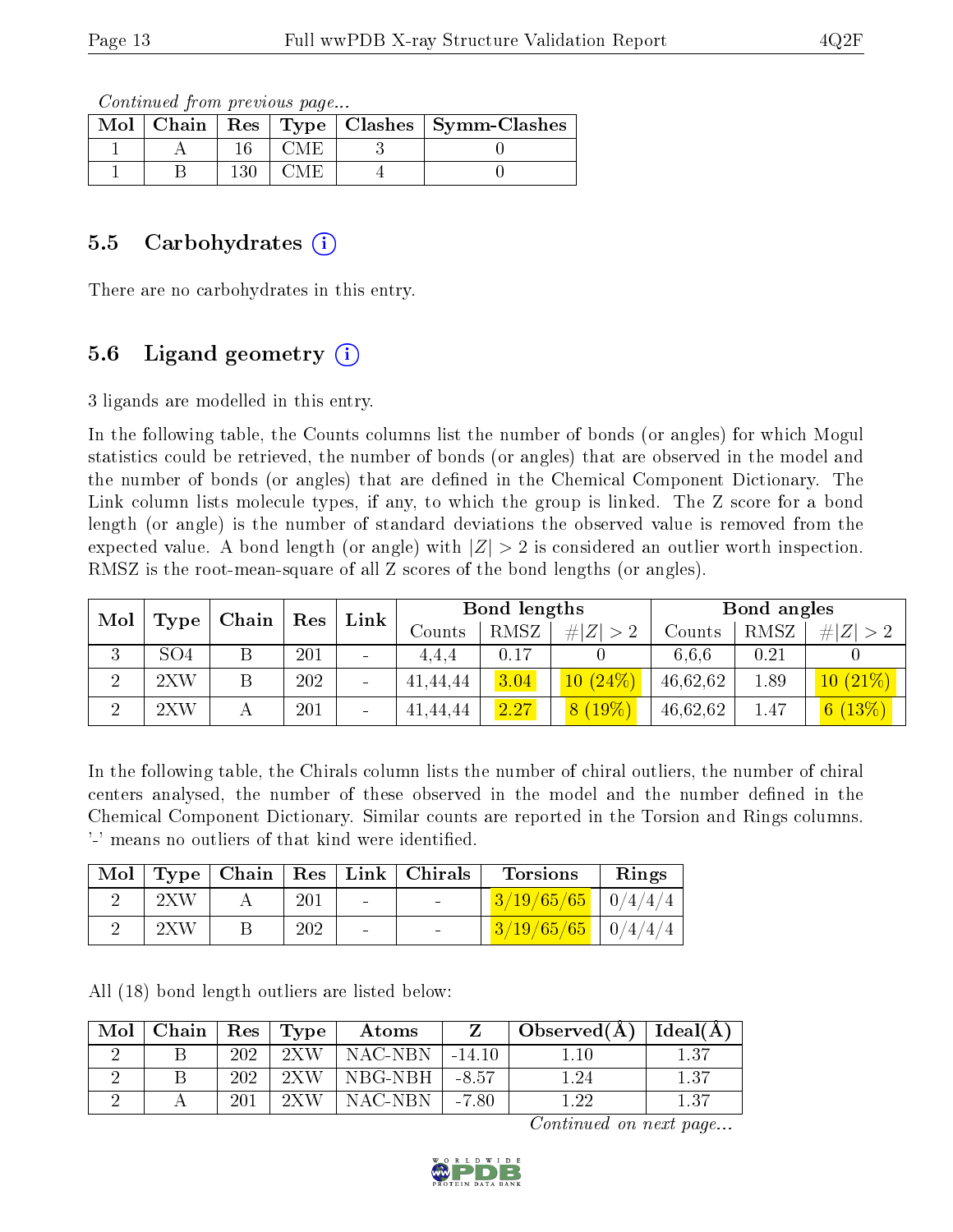*Continued from previous page...*

| Mol | Chain | Res | Type | Clashes | Symm-Clashes |
|---|---|---|---|---|---|
| 1 | A | 16 | CME | 3 | 0 |
| 1 | B | 130 | CME | 4 | 0 |

## 5.5 Carbohydrates

There are no carbohydrates in this entry.

## 5.6 Ligand geometry

3 ligands are modelled in this entry.

In the following table, the Counts columns list the number of bonds (or angles) for which Mogul statistics could be retrieved, the number of bonds (or angles) that are observed in the model and the number of bonds (or angles) that are defined in the Chemical Component Dictionary. The Link column lists molecule types, if any, to which the group is linked. The Z score for a bond length (or angle) is the number of standard deviations the observed value is removed from the expected value. A bond length (or angle) with $|Z| > 2$ is considered an outlier worth inspection. RMSZ is the root-mean-square of all Z scores of the bond lengths (or angles).

| Mol | Type | Chain | Res | Link | Bond lengths | | | Bond angles | | |
|---|---|---|---|---|---|---|---|---|---|---|
| | | | | | Counts | RMSZ | #\|Z\| > 2 | Counts | RMSZ | #\|Z\| > 2 |
| 3 | SO4 | B | 201 | - | 4,4,4 | 0.17 | 0 | 6,6,6 | 0.21 | 0 |
| 2 | 2XW | B | 202 | - | 41,44,44 | 3.04 | 10 (24%) | 46,62,62 | 1.89 | 10 (21%) |
| 2 | 2XW | A | 201 | - | 41,44,44 | 2.27 | 8 (19%) | 46,62,62 | 1.47 | 6 (13%) |

In the following table, the Chirals column lists the number of chiral outliers, the number of chiral centers analysed, the number of these observed in the model and the number defined in the Chemical Component Dictionary. Similar counts are reported in the Torsion and Rings columns. '-' means no outliers of that kind were identified.

| Mol | Type | Chain | Res | Link | Chirals | Torsions | Rings |
|---|---|---|---|---|---|---|---|
| 2 | 2XW | A | 201 | - | - | 3/19/65/65 | 0/4/4/4 |
| 2 | 2XW | B | 202 | - | - | 3/19/65/65 | 0/4/4/4 |

All (18) bond length outliers are listed below:

| Mol | Chain | Res | Type | Atoms | Z | Observed(Å) | Ideal(Å) |
|---|---|---|---|---|---|---|---|
| 2 | B | 202 | 2XW | NAC-NBN | -14.10 | 1.10 | 1.37 |
| 2 | B | 202 | 2XW | NBG-NBH | -8.57 | 1.24 | 1.37 |
| 2 | A | 201 | 2XW | NAC-NBN | -7.80 | 1.22 | 1.37 |

*Continued on next page...*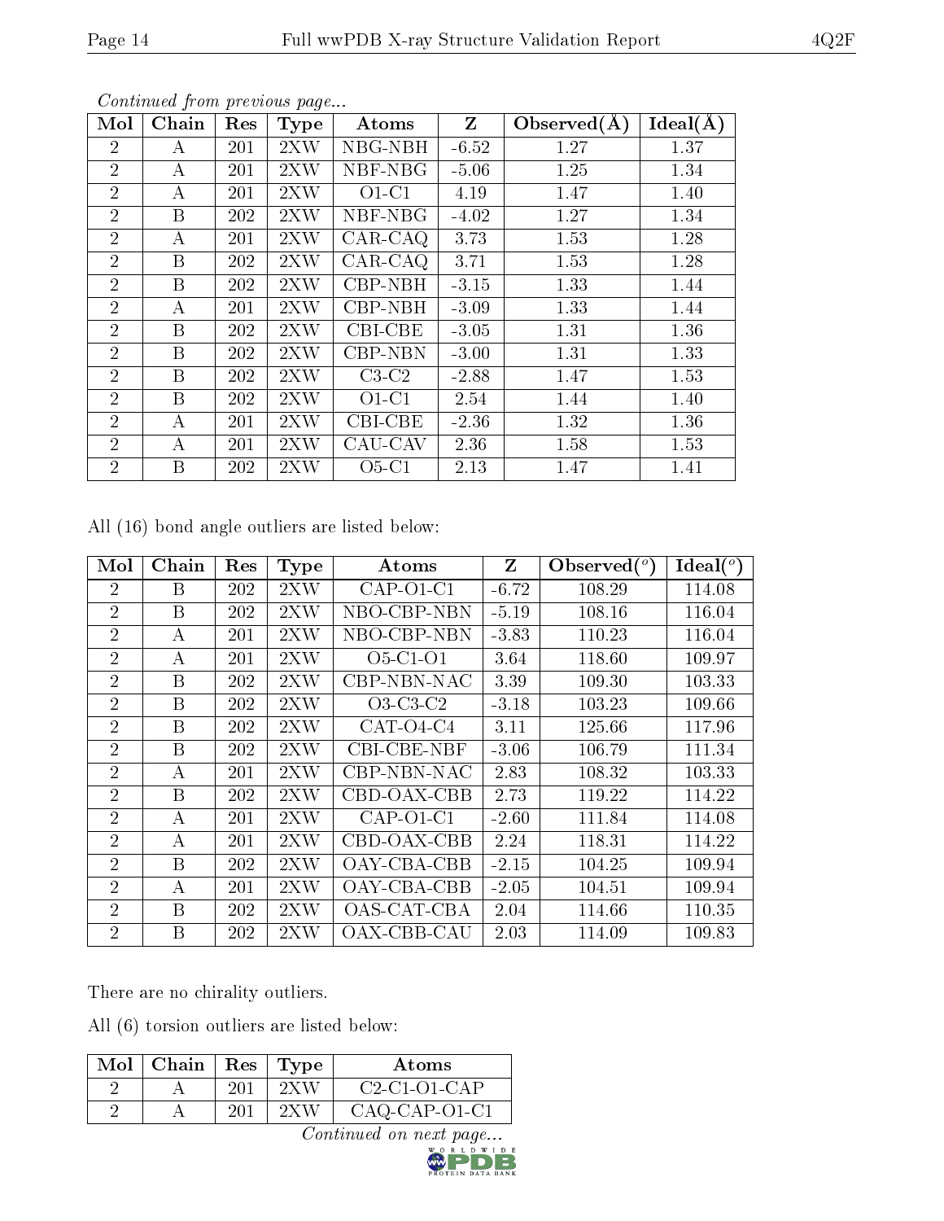*Continued from previous page...*

| Mol | Chain | Res | Type | Atoms | Z | Observed(Å) | Ideal(Å) |
|---|---|---|---|---|---|---|---|
| 2 | A | 201 | 2XW | NBG-NBH | -6.52 | 1.27 | 1.37 |
| 2 | A | 201 | 2XW | NBF-NBG | -5.06 | 1.25 | 1.34 |
| 2 | A | 201 | 2XW | O1-C1 | 4.19 | 1.47 | 1.40 |
| 2 | B | 202 | 2XW | NBF-NBG | -4.02 | 1.27 | 1.34 |
| 2 | A | 201 | 2XW | CAR-CAQ | 3.73 | 1.53 | 1.28 |
| 2 | B | 202 | 2XW | CAR-CAQ | 3.71 | 1.53 | 1.28 |
| 2 | B | 202 | 2XW | CBP-NBH | -3.15 | 1.33 | 1.44 |
| 2 | A | 201 | 2XW | CBP-NBH | -3.09 | 1.33 | 1.44 |
| 2 | B | 202 | 2XW | CBI-CBE | -3.05 | 1.31 | 1.36 |
| 2 | B | 202 | 2XW | CBP-NBN | -3.00 | 1.31 | 1.33 |
| 2 | B | 202 | 2XW | C3-C2 | -2.88 | 1.47 | 1.53 |
| 2 | B | 202 | 2XW | O1-C1 | 2.54 | 1.44 | 1.40 |
| 2 | A | 201 | 2XW | CBI-CBE | -2.36 | 1.32 | 1.36 |
| 2 | A | 201 | 2XW | CAU-CAV | 2.36 | 1.58 | 1.53 |
| 2 | B | 202 | 2XW | O5-C1 | 2.13 | 1.47 | 1.41 |

All (16) bond angle outliers are listed below:

| Mol | Chain | Res | Type | Atoms | Z | Observed(°) | Ideal(°) |
|---|---|---|---|---|---|---|---|
| 2 | B | 202 | 2XW | CAP-O1-C1 | -6.72 | 108.29 | 114.08 |
| 2 | B | 202 | 2XW | NBO-CBP-NBN | -5.19 | 108.16 | 116.04 |
| 2 | A | 201 | 2XW | NBO-CBP-NBN | -3.83 | 110.23 | 116.04 |
| 2 | A | 201 | 2XW | O5-C1-O1 | 3.64 | 118.60 | 109.97 |
| 2 | B | 202 | 2XW | CBP-NBN-NAC | 3.39 | 109.30 | 103.33 |
| 2 | B | 202 | 2XW | O3-C3-C2 | -3.18 | 103.23 | 109.66 |
| 2 | B | 202 | 2XW | CAT-O4-C4 | 3.11 | 125.66 | 117.96 |
| 2 | B | 202 | 2XW | CBI-CBE-NBF | -3.06 | 106.79 | 111.34 |
| 2 | A | 201 | 2XW | CBP-NBN-NAC | 2.83 | 108.32 | 103.33 |
| 2 | B | 202 | 2XW | CBD-OAX-CBB | 2.73 | 119.22 | 114.22 |
| 2 | A | 201 | 2XW | CAP-O1-C1 | -2.60 | 111.84 | 114.08 |
| 2 | A | 201 | 2XW | CBD-OAX-CBB | 2.24 | 118.31 | 114.22 |
| 2 | B | 202 | 2XW | OAY-CBA-CBB | -2.15 | 104.25 | 109.94 |
| 2 | A | 201 | 2XW | OAY-CBA-CBB | -2.05 | 104.51 | 109.94 |
| 2 | B | 202 | 2XW | OAS-CAT-CBA | 2.04 | 114.66 | 110.35 |
| 2 | B | 202 | 2XW | OAX-CBB-CAU | 2.03 | 114.09 | 109.83 |

There are no chirality outliers.

All (6) torsion outliers are listed below:

| Mol | Chain | Res | Type | Atoms |
|---|---|---|---|---|
| 2 | A | 201 | 2XW | C2-C1-O1-CAP |
| 2 | A | 201 | 2XW | CAQ-CAP-O1-C1 |

*Continued on next page...*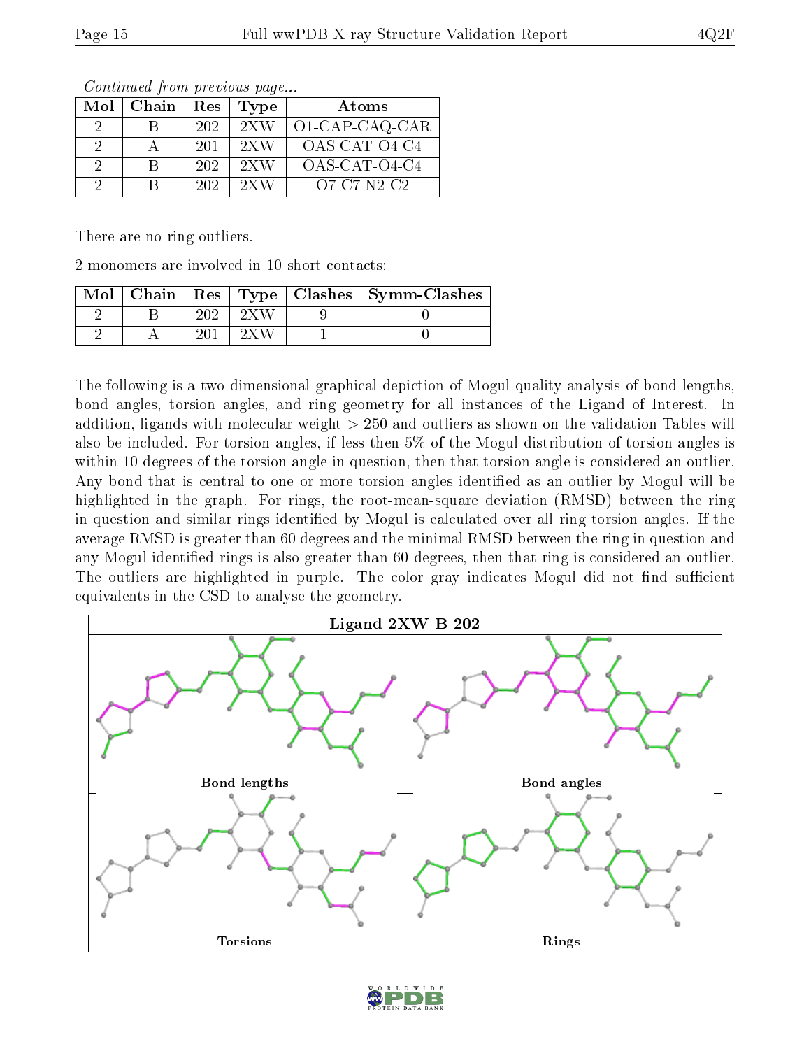*Continued from previous page...*

| Mol | Chain | Res | Type | Atoms |
|---|---|---|---|---|
| 2 | B | 202 | 2XW | O1-CAP-CAQ-CAR |
| 2 | A | 201 | 2XW | OAS-CAT-O4-C4 |
| 2 | B | 202 | 2XW | OAS-CAT-O4-C4 |
| 2 | B | 202 | 2XW | O7-C7-N2-C2 |

There are no ring outliers.

2 monomers are involved in 10 short contacts:

| Mol | Chain | Res | Type | Clashes | Symm-Clashes |
|---|---|---|---|---|---|
| 2 | B | 202 | 2XW | 9 | 0 |
| 2 | A | 201 | 2XW | 1 | 0 |

The following is a two-dimensional graphical depiction of Mogul quality analysis of bond lengths, bond angles, torsion angles, and ring geometry for all instances of the Ligand of Interest. In addition, ligands with molecular weight > 250 and outliers as shown on the validation Tables will also be included. For torsion angles, if less then 5% of the Mogul distribution of torsion angles is within 10 degrees of the torsion angle in question, then that torsion angle is considered an outlier. Any bond that is central to one or more torsion angles identified as an outlier by Mogul will be highlighted in the graph. For rings, the root-mean-square deviation (RMSD) between the ring in question and similar rings identified by Mogul is calculated over all ring torsion angles. If the average RMSD is greater than 60 degrees and the minimal RMSD between the ring in question and any Mogul-identified rings is also greater than 60 degrees, then that ring is considered an outlier. The outliers are highlighted in purple. The color gray indicates Mogul did not find sufficient equivalents in the CSD to analyse the geometry.

Ligand 2XW B 202

Bond lengths

Bond angles

Torsions

Rings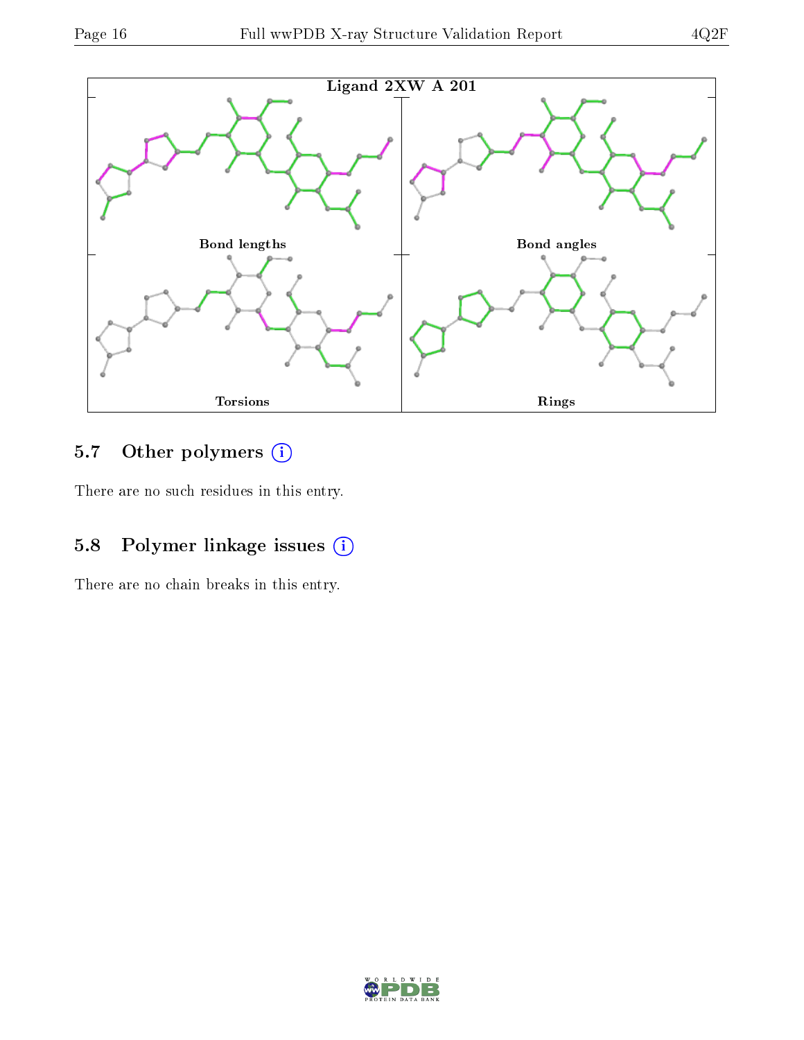Ligand 2XW A 201

Bond lengths | Bond angles | Torsions | Rings

## 5.7 Other polymers

There are no such residues in this entry.

## 5.8 Polymer linkage issues

There are no chain breaks in this entry.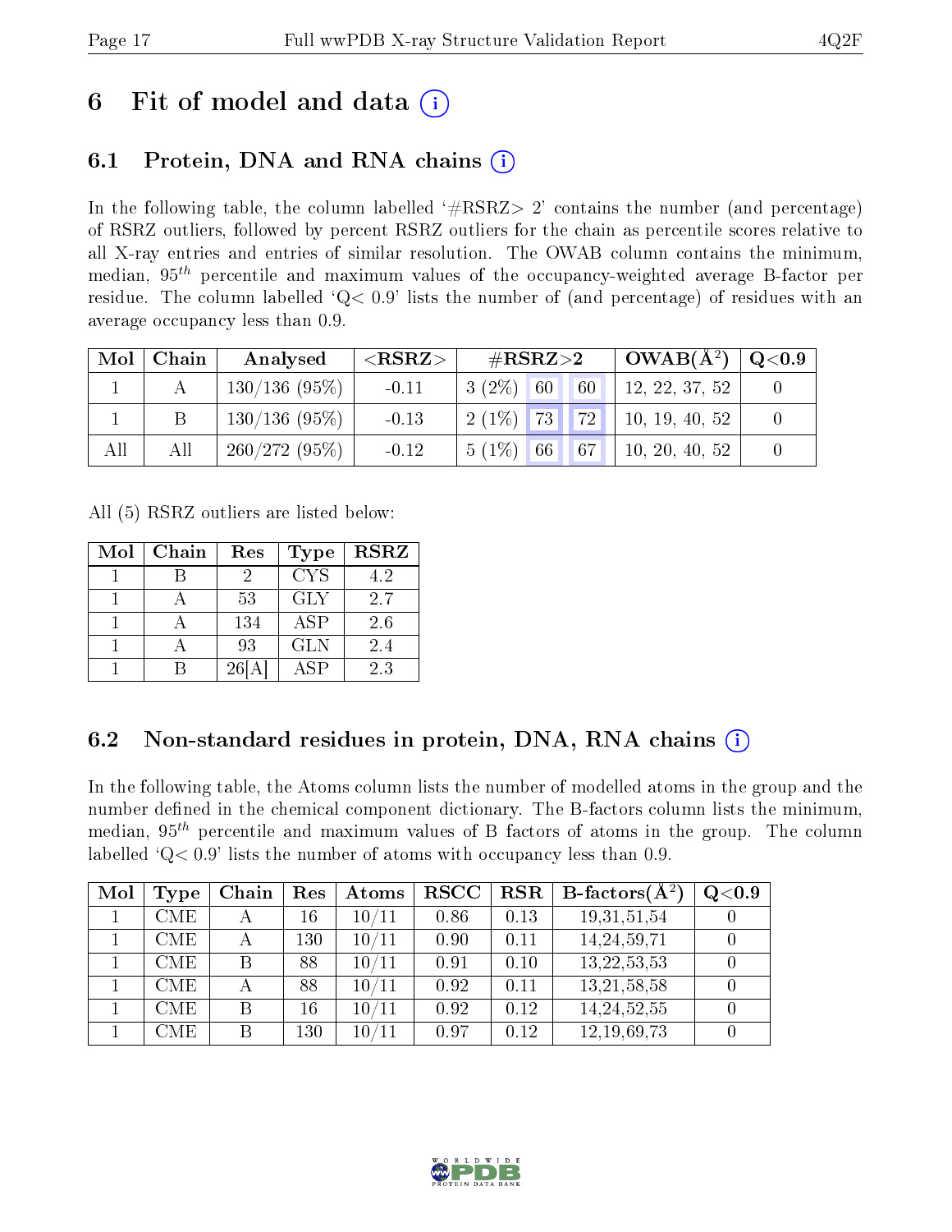# 6 Fit of model and data (i)

## 6.1 Protein, DNA and RNA chains (i)

In the following table, the column labelled '#RSRZ> 2' contains the number (and percentage) of RSRZ outliers, followed by percent RSRZ outliers for the chain as percentile scores relative to all X-ray entries and entries of similar resolution. The OWAB column contains the minimum, median, $95^{th}$ percentile and maximum values of the occupancy-weighted average B-factor per residue. The column labelled 'Q< 0.9' lists the number of (and percentage) of residues with an average occupancy less than 0.9.

| Mol | Chain | Analysed | <RSRZ> | #RSRZ>2 | | | OWAB(Å$^2$) | Q<0.9 |
|---|---|---|---|---|---|---|---|---|
| 1 | A | 130/136 (95%) | -0.11 | 3 (2%) | 60 | 60 | 12, 22, 37, 52 | 0 |
| 1 | B | 130/136 (95%) | -0.13 | 2 (1%) | 73 | 72 | 10, 19, 40, 52 | 0 |
| All | All | 260/272 (95%) | -0.12 | 5 (1%) | 66 | 67 | 10, 20, 40, 52 | 0 |

All (5) RSRZ outliers are listed below:

| Mol | Chain | Res | Type | RSRZ |
|---|---|---|---|---|
| 1 | B | 2 | CYS | 4.2 |
| 1 | A | 53 | GLY | 2.7 |
| 1 | A | 134 | ASP | 2.6 |
| 1 | A | 93 | GLN | 2.4 |
| 1 | B | 26[A] | ASP | 2.3 |

## 6.2 Non-standard residues in protein, DNA, RNA chains (i)

In the following table, the Atoms column lists the number of modelled atoms in the group and the number defined in the chemical component dictionary. The B-factors column lists the minimum, median, $95^{th}$ percentile and maximum values of B factors of atoms in the group. The column labelled 'Q< 0.9' lists the number of atoms with occupancy less than 0.9.

| Mol | Type | Chain | Res | Atoms | RSCC | RSR | B-factors(Å$^2$) | Q<0.9 |
|---|---|---|---|---|---|---|---|---|
| 1 | CME | A | 16 | 10/11 | 0.86 | 0.13 | 19,31,51,54 | 0 |
| 1 | CME | A | 130 | 10/11 | 0.90 | 0.11 | 14,24,59,71 | 0 |
| 1 | CME | B | 88 | 10/11 | 0.91 | 0.10 | 13,22,53,53 | 0 |
| 1 | CME | A | 88 | 10/11 | 0.92 | 0.11 | 13,21,58,58 | 0 |
| 1 | CME | B | 16 | 10/11 | 0.92 | 0.12 | 14,24,52,55 | 0 |
| 1 | CME | B | 130 | 10/11 | 0.97 | 0.12 | 12,19,69,73 | 0 |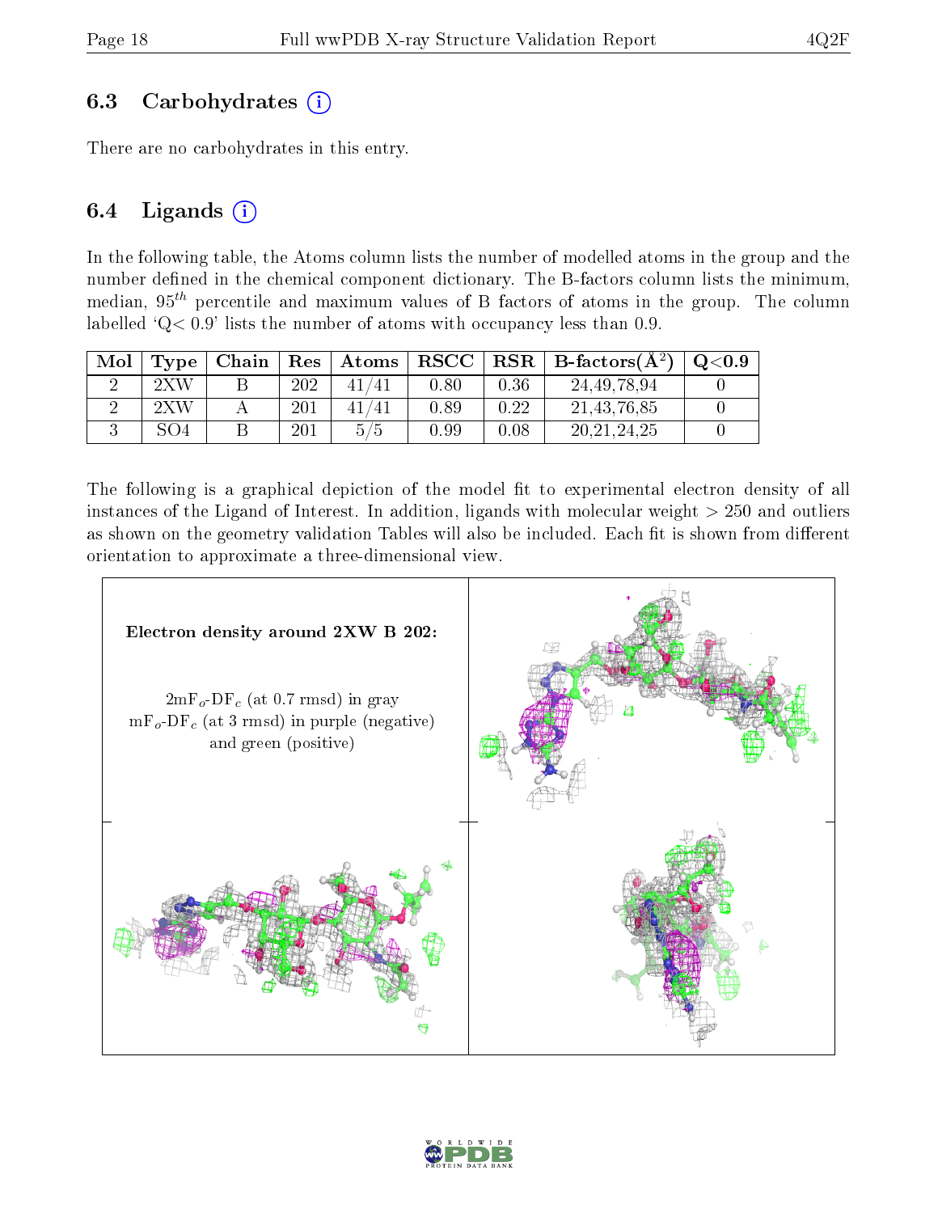## 6.3 Carbohydrates

There are no carbohydrates in this entry.

## 6.4 Ligands

In the following table, the Atoms column lists the number of modelled atoms in the group and the number defined in the chemical component dictionary. The B-factors column lists the minimum, median, $95^{th}$ percentile and maximum values of B factors of atoms in the group. The column labelled 'Q< 0.9' lists the number of atoms with occupancy less than 0.9.

| Mol | Type | Chain | Res | Atoms | RSCC | RSR | B-factors($Å^2$) | Q<0.9 |
|---|---|---|---|---|---|---|---|---|
| 2 | 2XW | B | 202 | 41/41 | 0.80 | 0.36 | 24,49,78,94 | 0 |
| 2 | 2XW | A | 201 | 41/41 | 0.89 | 0.22 | 21,43,76,85 | 0 |
| 3 | SO4 | B | 201 | 5/5 | 0.99 | 0.08 | 20,21,24,25 | 0 |

The following is a graphical depiction of the model fit to experimental electron density of all instances of the Ligand of Interest. In addition, ligands with molecular weight > 250 and outliers as shown on the geometry validation Tables will also be included. Each fit is shown from different orientation to approximate a three-dimensional view.

Electron density around 2XW B 202:

$2mF_o$-$DF_c$ (at 0.7 rmsd) in gray
$mF_o$-$DF_c$ (at 3 rmsd) in purple (negative) and green (positive)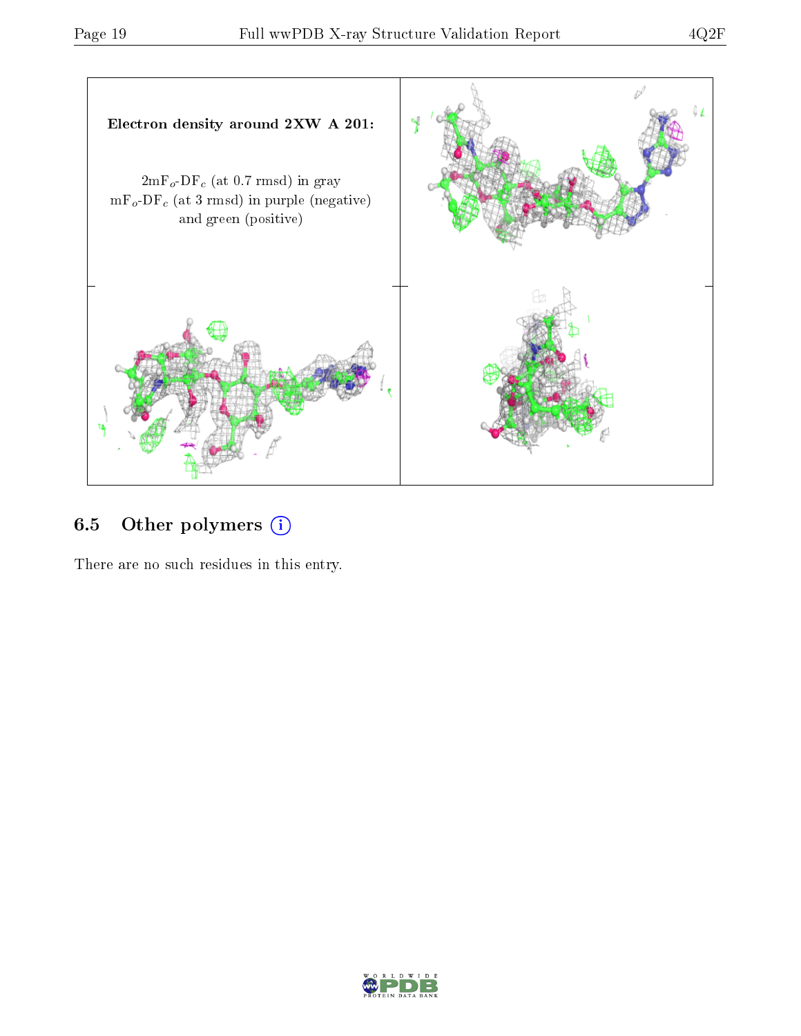**Electron density around 2XW A 201:**

$2mF_o$-$DF_c$ (at 0.7 rmsd) in gray
$mF_o$-$DF_c$ (at 3 rmsd) in purple (negative)
and green (positive)

## 6.5 Other polymers

There are no such residues in this entry.